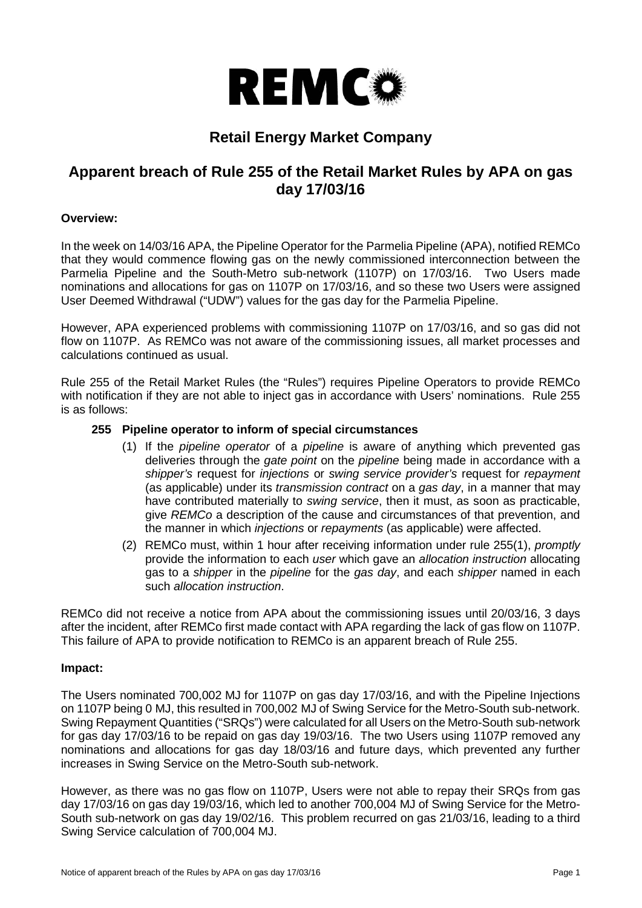# REMCO

## Retail Energy Market Company

## Apparent breach of Rule 255 of the Retail Market Rules by APA on gas day 17/03/16

**Overview:**

In the week on 14/03/16 APA, the Pipeline Operator for the Parmelia Pipeline (APA), notified REMCo that they would commence flowing gas on the newly commissioned interconnection between the Parmelia Pipeline and the South-Metro sub-network (1107P) on 17/03/16. Two Users made nominations and allocations for gas on 1107P on 17/03/16, and so these two Users were assigned User Deemed Withdrawal ("UDW") values for the gas day for the Parmelia Pipeline.

However, APA experienced problems with commissioning 1107P on 17/03/16, and so gas did not flow on 1107P. As REMCo was not aware of the commissioning issues, all market processes and calculations continued as usual.

Rule 255 of the Retail Market Rules (the "Rules") requires Pipeline Operators to provide REMCo with notification if they are not able to inject gas in accordance with Users' nominations. Rule 255 is as follows:

**255 Pipeline operator to inform of special circumstances**

(1) If the *pipeline operator* of a *pipeline* is aware of anything which prevented gas deliveries through the *gate point* on the *pipeline* being made in accordance with a *shipper's* request for *injections* or *swing service provider's* request for *repayment* (as applicable) under its *transmission contract* on a *gas day*, in a manner that may have contributed materially to *swing service*, then it must, as soon as practicable, give *REMCo* a description of the cause and circumstances of that prevention, and the manner in which *injections* or *repayments* (as applicable) were affected.

(2) REMCo must, within 1 hour after receiving information under rule 255(1), *promptly* provide the information to each *user* which gave an *allocation instruction* allocating gas to a *shipper* in the *pipeline* for the *gas day*, and each *shipper* named in each such *allocation instruction*.

REMCo did not receive a notice from APA about the commissioning issues until 20/03/16, 3 days after the incident, after REMCo first made contact with APA regarding the lack of gas flow on 1107P. This failure of APA to provide notification to REMCo is an apparent breach of Rule 255.

**Impact:**

The Users nominated 700,002 MJ for 1107P on gas day 17/03/16, and with the Pipeline Injections on 1107P being 0 MJ, this resulted in 700,002 MJ of Swing Service for the Metro-South sub-network. Swing Repayment Quantities ("SRQs") were calculated for all Users on the Metro-South sub-network for gas day 17/03/16 to be repaid on gas day 19/03/16. The two Users using 1107P removed any nominations and allocations for gas day 18/03/16 and future days, which prevented any further increases in Swing Service on the Metro-South sub-network.

However, as there was no gas flow on 1107P, Users were not able to repay their SRQs from gas day 17/03/16 on gas day 19/03/16, which led to another 700,004 MJ of Swing Service for the Metro-South sub-network on gas day 19/02/16. This problem recurred on gas 21/03/16, leading to a third Swing Service calculation of 700,004 MJ.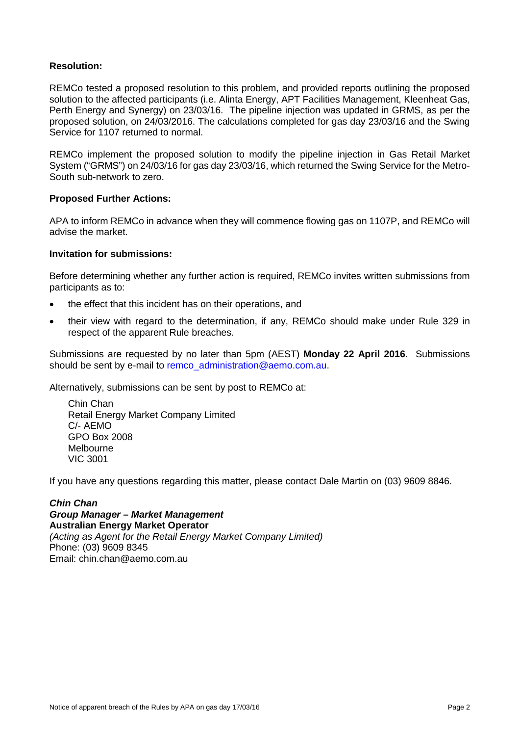**Resolution:**

REMCo tested a proposed resolution to this problem, and provided reports outlining the proposed solution to the affected participants (i.e. Alinta Energy, APT Facilities Management, Kleenheat Gas, Perth Energy and Synergy) on 23/03/16. The pipeline injection was updated in GRMS, as per the proposed solution, on 24/03/2016. The calculations completed for gas day 23/03/16 and the Swing Service for 1107 returned to normal.

REMCo implement the proposed solution to modify the pipeline injection in Gas Retail Market System ("GRMS") on 24/03/16 for gas day 23/03/16, which returned the Swing Service for the Metro-South sub-network to zero.

**Proposed Further Actions:**

APA to inform REMCo in advance when they will commence flowing gas on 1107P, and REMCo will advise the market.

**Invitation for submissions:**

Before determining whether any further action is required, REMCo invites written submissions from participants as to:

- the effect that this incident has on their operations, and
- their view with regard to the determination, if any, REMCo should make under Rule 329 in respect of the apparent Rule breaches.

Submissions are requested by no later than 5pm (AEST) **Monday 22 April 2016**. Submissions should be sent by e-mail to remco_administration@aemo.com.au.

Alternatively, submissions can be sent by post to REMCo at:

Chin Chan
Retail Energy Market Company Limited
C/- AEMO
GPO Box 2008
Melbourne
VIC 3001

If you have any questions regarding this matter, please contact Dale Martin on (03) 9609 8846.

***Chin Chan***
***Group Manager – Market Management***
**Australian Energy Market Operator**
*(Acting as Agent for the Retail Energy Market Company Limited)*
Phone: (03) 9609 8345
Email: chin.chan@aemo.com.au